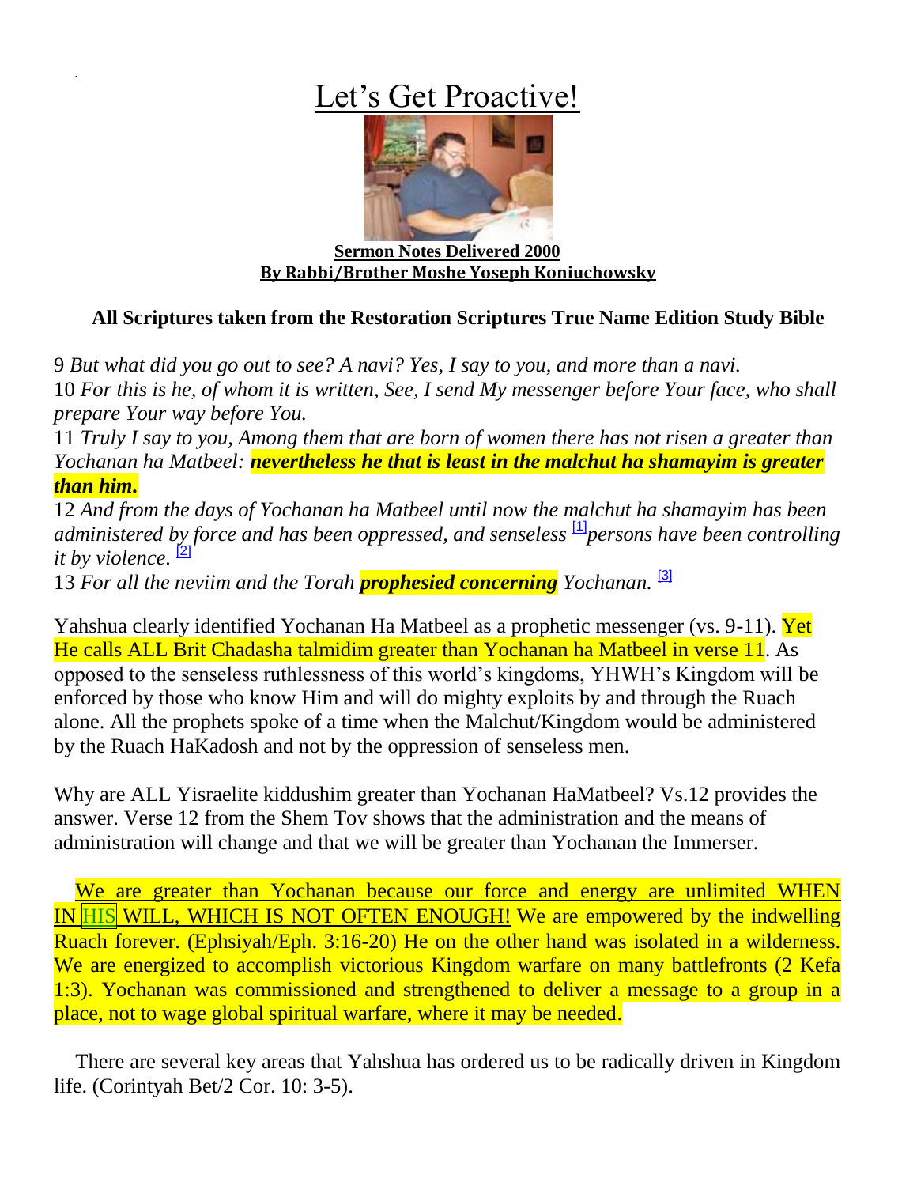# Let's Get Proactive!

**Sermon Notes Delivered 2000**
**By Rabbi/Brother Moshe Yoseph Koniuchowsky**

**All Scriptures taken from the Restoration Scriptures True Name Edition Study Bible**

9 *But what did you go out to see? A navi? Yes, I say to you, and more than a navi.*
10 *For this is he, of whom it is written, See, I send My messenger before Your face, who shall prepare Your way before You.*
11 *Truly I say to you, Among them that are born of women there has not risen a greater than Yochanan ha Matbeel:* ***nevertheless he that is least in the malchut ha shamayim is greater than him.***
12 *And from the days of Yochanan ha Matbeel until now the malchut ha shamayim has been administered by force and has been oppressed, and senseless* [1] *persons have been controlling it by violence.* [2]
13 *For all the neviim and the Torah* ***prophesied concerning*** *Yochanan.* [3]

Yahshua clearly identified Yochanan Ha Matbeel as a prophetic messenger (vs. 9-11). Yet He calls ALL Brit Chadasha talmidim greater than Yochanan ha Matbeel in verse 11. As opposed to the senseless ruthlessness of this world's kingdoms, YHWH's Kingdom will be enforced by those who know Him and will do mighty exploits by and through the Ruach alone. All the prophets spoke of a time when the Malchut/Kingdom would be administered by the Ruach HaKadosh and not by the oppression of senseless men.

Why are ALL Yisraelite kiddushim greater than Yochanan HaMatbeel? Vs.12 provides the answer. Verse 12 from the Shem Tov shows that the administration and the means of administration will change and that we will be greater than Yochanan the Immerser.

We are greater than Yochanan because our force and energy are unlimited WHEN IN HIS WILL, WHICH IS NOT OFTEN ENOUGH! We are empowered by the indwelling Ruach forever. (Ephsiyah/Eph. 3:16-20) He on the other hand was isolated in a wilderness. We are energized to accomplish victorious Kingdom warfare on many battlefronts (2 Kefa 1:3). Yochanan was commissioned and strengthened to deliver a message to a group in a place, not to wage global spiritual warfare, where it may be needed.

There are several key areas that Yahshua has ordered us to be radically driven in Kingdom life. (Corintyah Bet/2 Cor. 10: 3-5).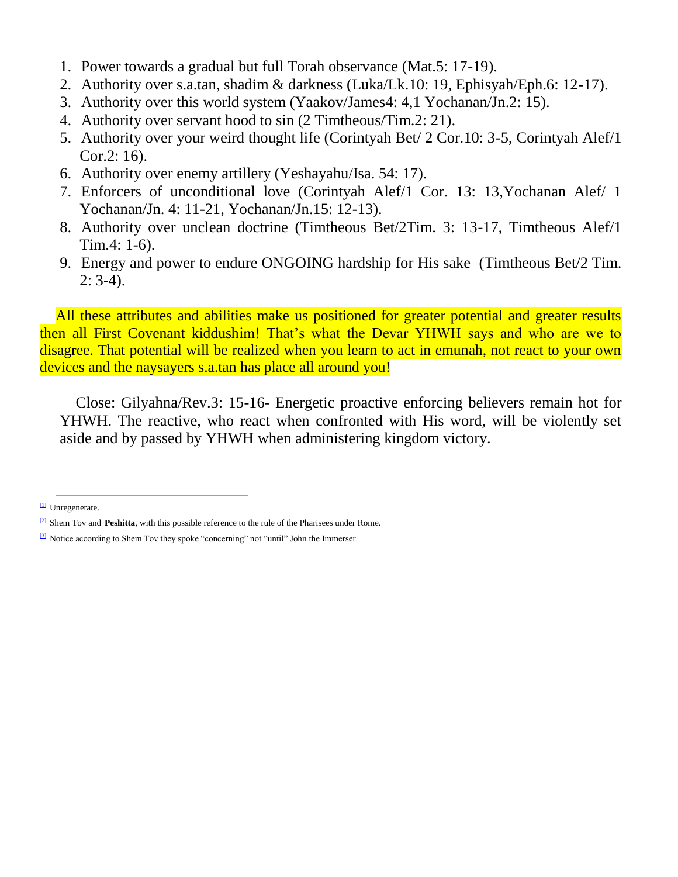1. Power towards a gradual but full Torah observance (Mat.5: 17-19).
2. Authority over s.a.tan, shadim & darkness (Luka/Lk.10: 19, Ephisyah/Eph.6: 12-17).
3. Authority over this world system (Yaakov/James4: 4,1 Yochanan/Jn.2: 15).
4. Authority over servant hood to sin (2 Timtheous/Tim.2: 21).
5. Authority over your weird thought life (Corintyah Bet/ 2 Cor.10: 3-5, Corintyah Alef/1 Cor.2: 16).
6. Authority over enemy artillery (Yeshayahu/Isa. 54: 17).
7. Enforcers of unconditional love (Corintyah Alef/1 Cor. 13: 13,Yochanan Alef/ 1 Yochanan/Jn. 4: 11-21, Yochanan/Jn.15: 12-13).
8. Authority over unclean doctrine (Timtheous Bet/2Tim. 3: 13-17, Timtheous Alef/1 Tim.4: 1-6).
9. Energy and power to endure ONGOING hardship for His sake (Timtheous Bet/2 Tim. 2: 3-4).

All these attributes and abilities make us positioned for greater potential and greater results then all First Covenant kiddushim! That's what the Devar YHWH says and who are we to disagree. That potential will be realized when you learn to act in emunah, not react to your own devices and the naysayers s.a.tan has place all around you!

Close: Gilyahna/Rev.3: 15-16- Energetic proactive enforcing believers remain hot for YHWH. The reactive, who react when confronted with His word, will be violently set aside and by passed by YHWH when administering kingdom victory.

---

[1] Unregenerate.

[2] Shem Tov and **Peshitta**, with this possible reference to the rule of the Pharisees under Rome.

[3] Notice according to Shem Tov they spoke "concerning" not "until" John the Immerser.